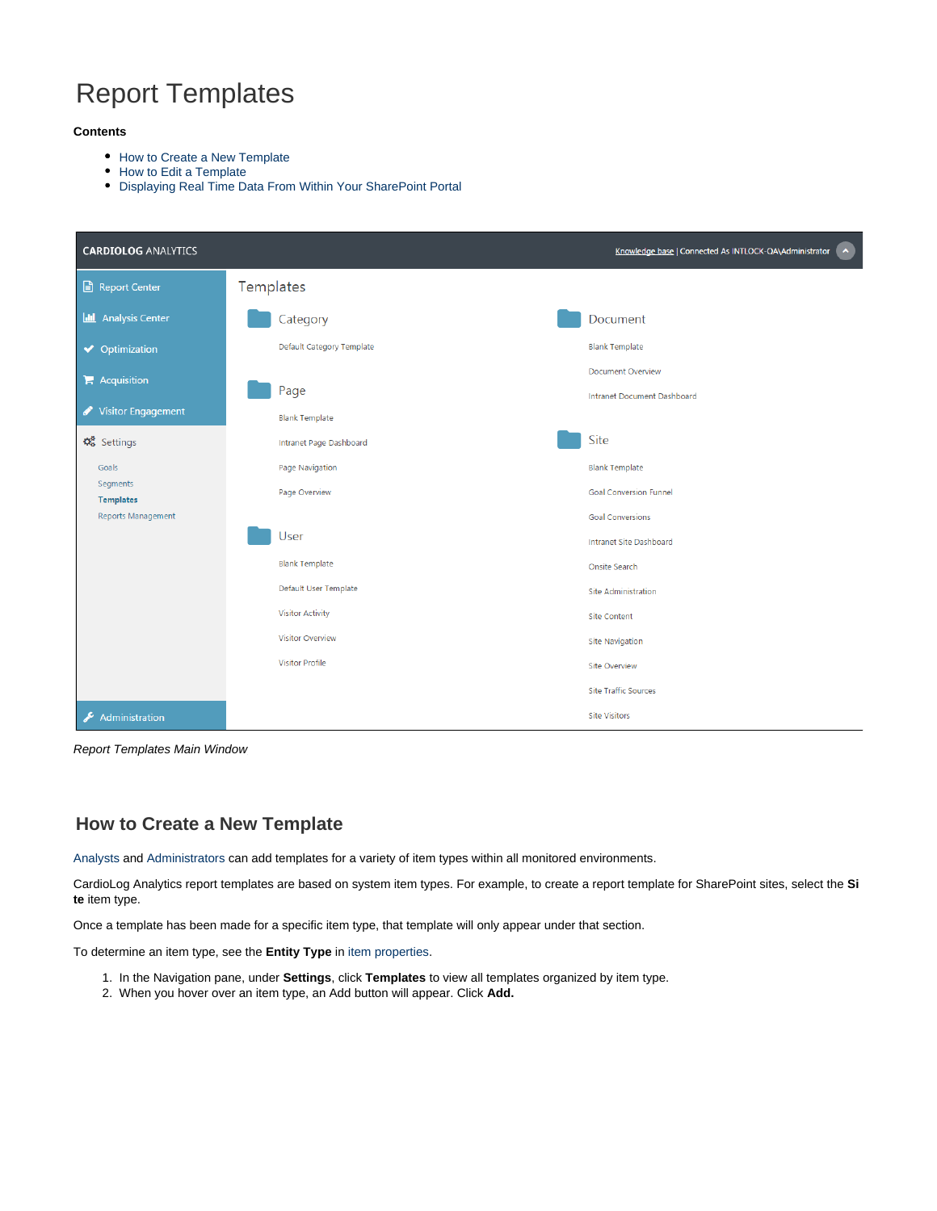# Report Templates

**Contents**

- How to Create a New Template
- How to Edit a Template
- Displaying Real Time Data From Within Your SharePoint Portal

*Report Templates Main Window*

## How to Create a New Template

Analysts and Administrators can add templates for a variety of item types within all monitored environments.

CardioLog Analytics report templates are based on system item types. For example, to create a report template for SharePoint sites, select the **Site** item type.

Once a template has been made for a specific item type, that template will only appear under that section.

To determine an item type, see the **Entity Type** in item properties.

1. In the Navigation pane, under **Settings**, click **Templates** to view all templates organized by item type.
2. When you hover over an item type, an Add button will appear. Click **Add.**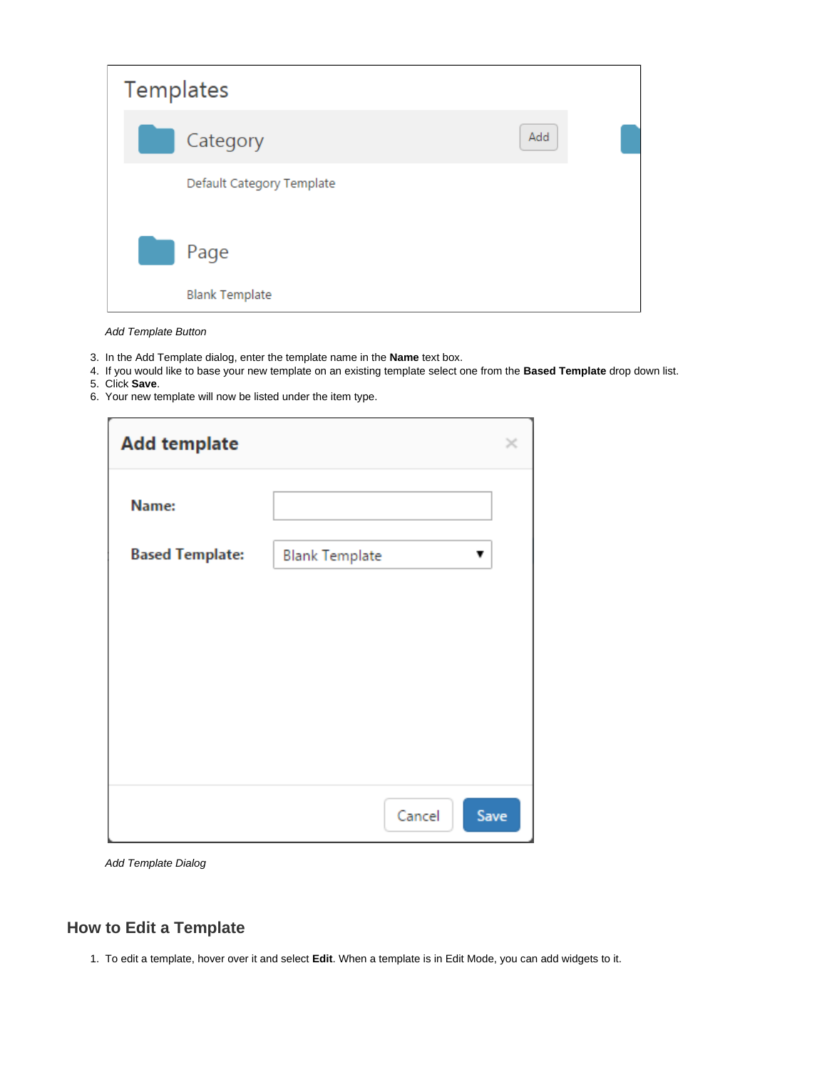*Add Template Button*

3. In the Add Template dialog, enter the template name in the **Name** text box.
4. If you would like to base your new template on an existing template select one from the **Based Template** drop down list.
5. Click **Save**.
6. Your new template will now be listed under the item type.

*Add Template Dialog*

## How to Edit a Template

1. To edit a template, hover over it and select **Edit**. When a template is in Edit Mode, you can add widgets to it.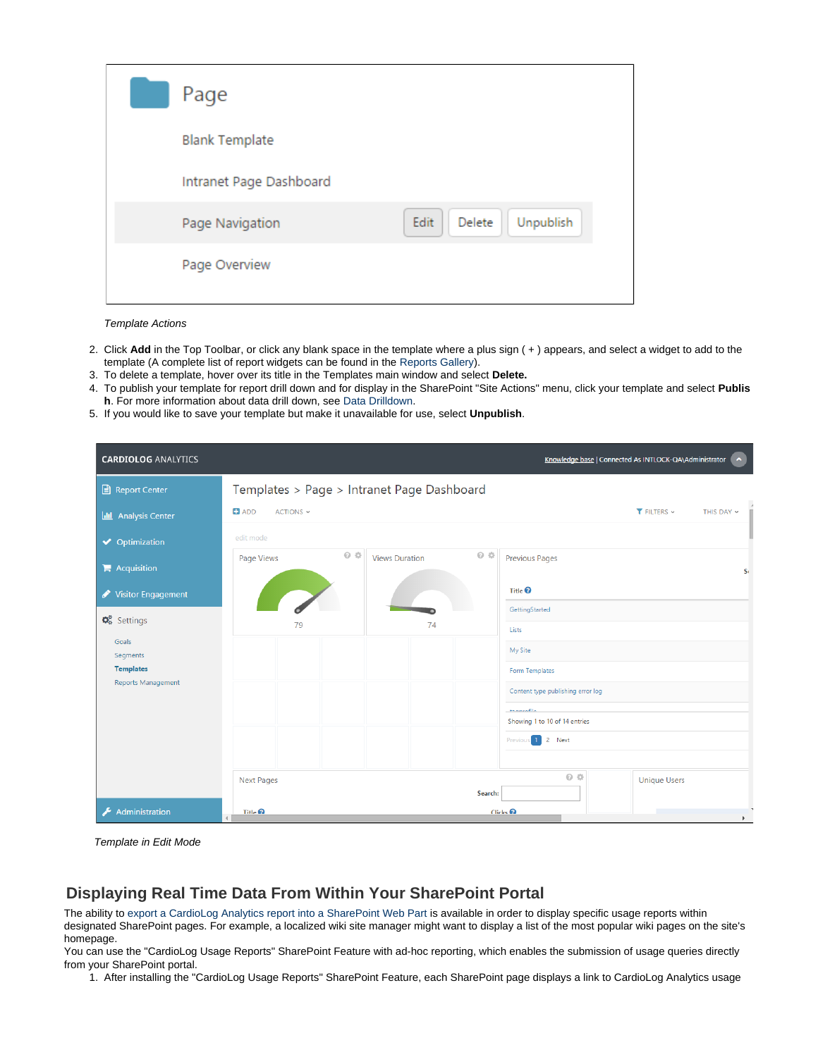*Template Actions*

2. Click **Add** in the Top Toolbar, or click any blank space in the template where a plus sign ( + ) appears, and select a widget to add to the template (A complete list of report widgets can be found in the Reports Gallery).
3. To delete a template, hover over its title in the Templates main window and select **Delete.**
4. To publish your template for report drill down and for display in the SharePoint "Site Actions" menu, click your template and select **Publish**. For more information about data drill down, see Data Drilldown.
5. If you would like to save your template but make it unavailable for use, select **Unpublish**.

*Template in Edit Mode*

## Displaying Real Time Data From Within Your SharePoint Portal

The ability to export a CardioLog Analytics report into a SharePoint Web Part is available in order to display specific usage reports within designated SharePoint pages. For example, a localized wiki site manager might want to display a list of the most popular wiki pages on the site's homepage.

You can use the "CardioLog Usage Reports" SharePoint Feature with ad-hoc reporting, which enables the submission of usage queries directly from your SharePoint portal.

1. After installing the "CardioLog Usage Reports" SharePoint Feature, each SharePoint page displays a link to CardioLog Analytics usage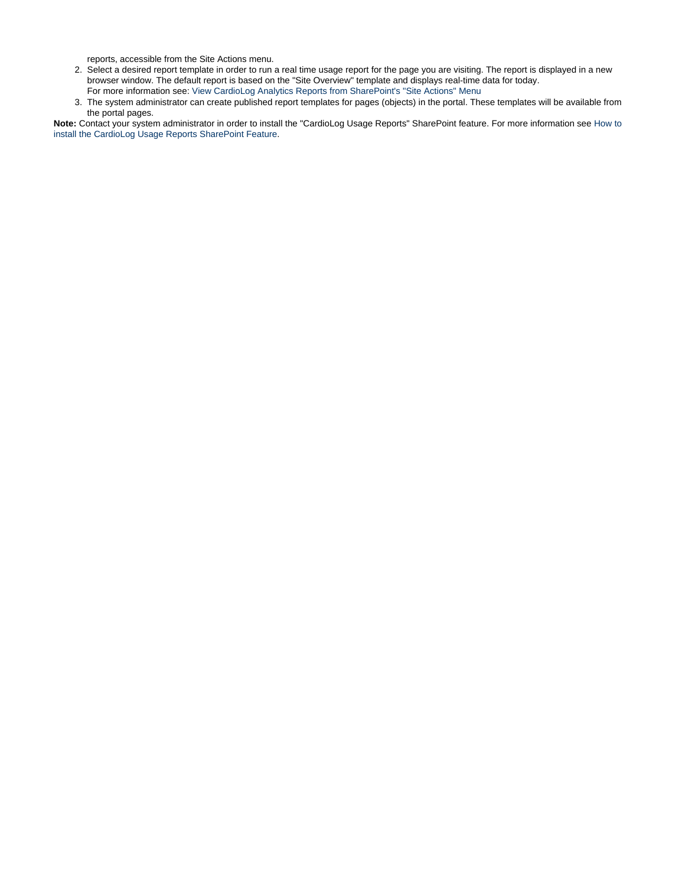reports, accessible from the Site Actions menu.

2. Select a desired report template in order to run a real time usage report for the page you are visiting. The report is displayed in a new browser window. The default report is based on the "Site Overview" template and displays real-time data for today.
   For more information see: View CardioLog Analytics Reports from SharePoint's "Site Actions" Menu
3. The system administrator can create published report templates for pages (objects) in the portal. These templates will be available from the portal pages.

**Note:** Contact your system administrator in order to install the "CardioLog Usage Reports" SharePoint feature. For more information see How to install the CardioLog Usage Reports SharePoint Feature.